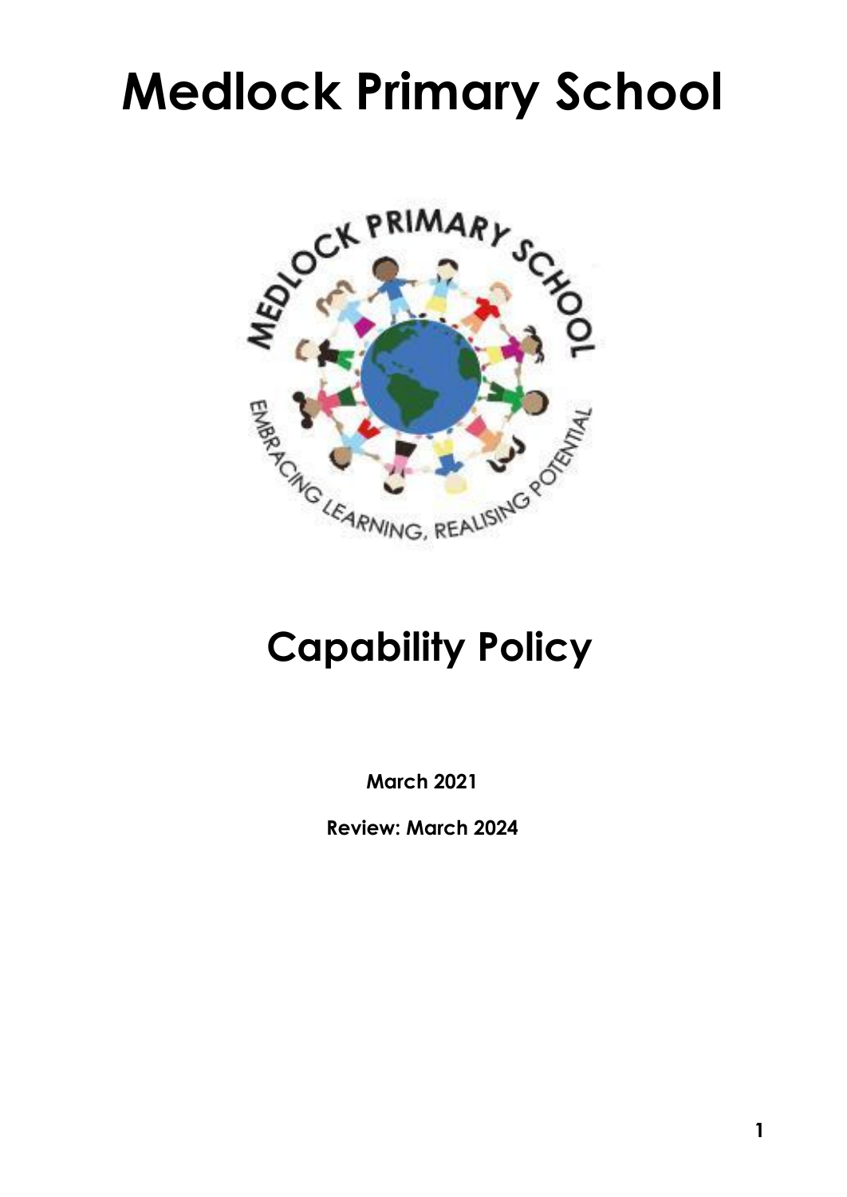# Medlock Primary School

# Capability Policy

**March 2021**

**Review: March 2024**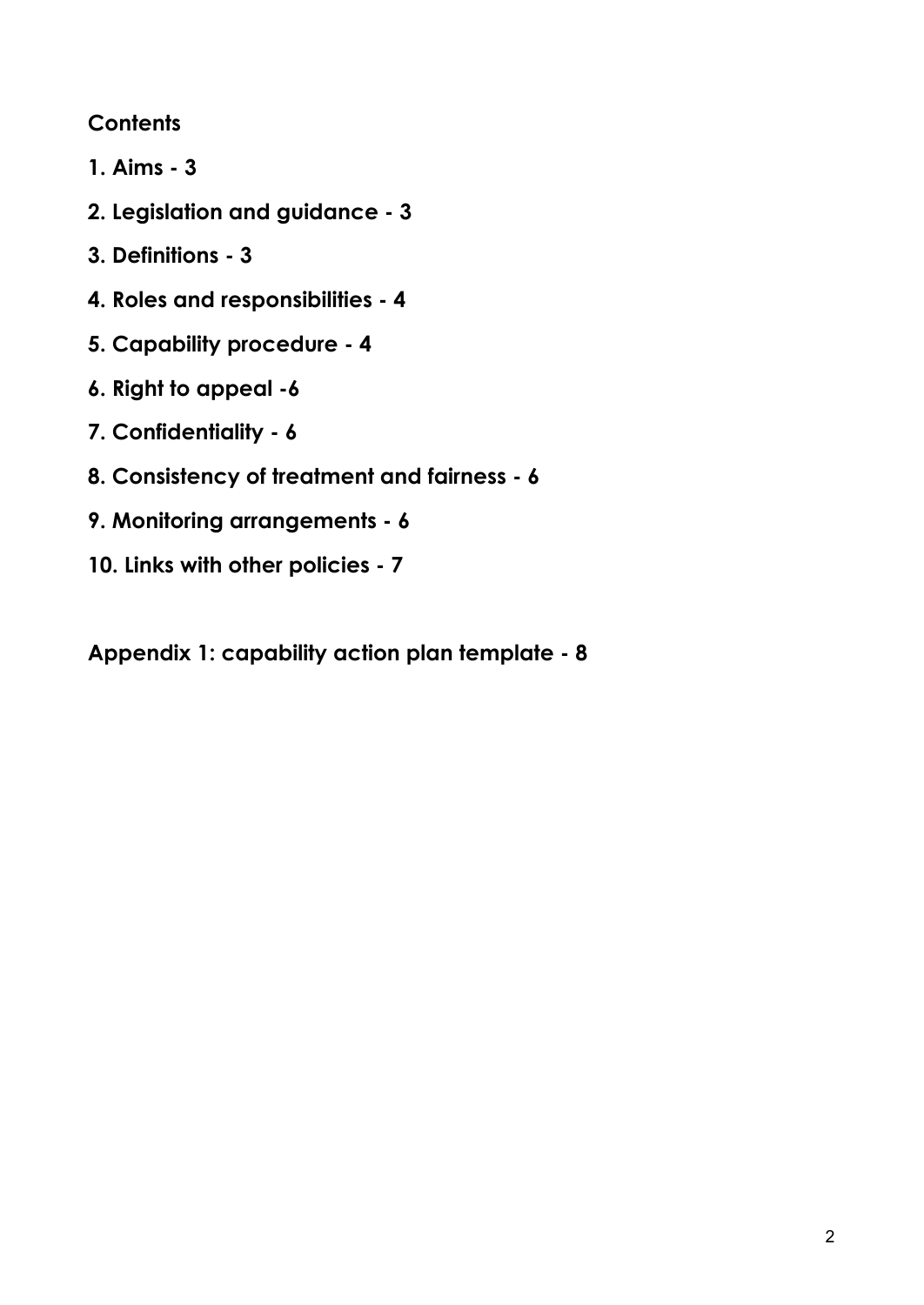**Contents**

**1. Aims - 3**

**2. Legislation and guidance - 3**

**3. Definitions - 3**

**4. Roles and responsibilities - 4**

**5. Capability procedure - 4**

**6. Right to appeal -6**

**7. Confidentiality - 6**

**8. Consistency of treatment and fairness - 6**

**9. Monitoring arrangements - 6**

**10. Links with other policies - 7**

**Appendix 1: capability action plan template - 8**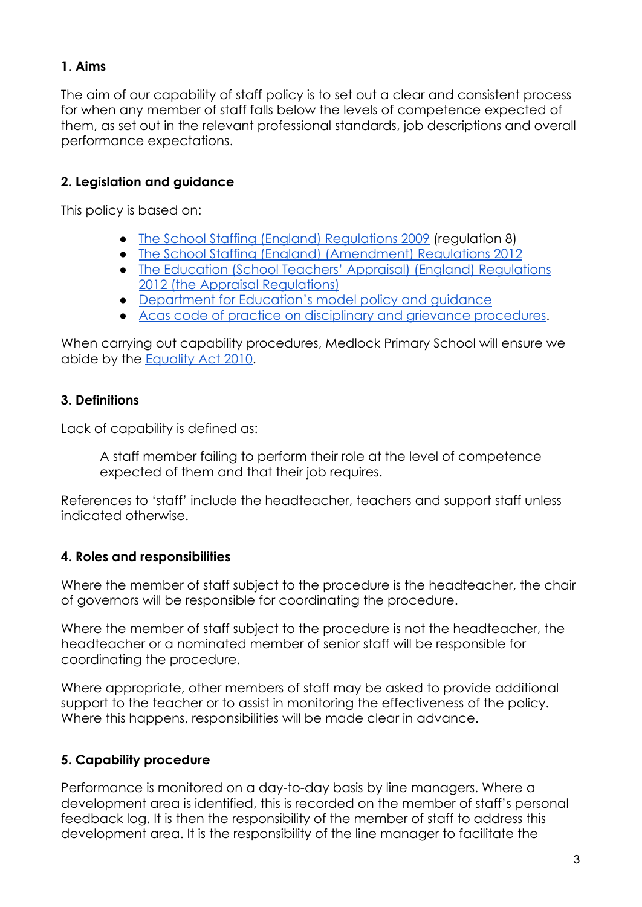## 1. Aims

The aim of our capability of staff policy is to set out a clear and consistent process for when any member of staff falls below the levels of competence expected of them, as set out in the relevant professional standards, job descriptions and overall performance expectations.

## 2. Legislation and guidance

This policy is based on:

- The School Staffing (England) Regulations 2009 (regulation 8)
- The School Staffing (England) (Amendment) Regulations 2012
- The Education (School Teachers' Appraisal) (England) Regulations 2012 (the Appraisal Regulations)
- Department for Education's model policy and guidance
- Acas code of practice on disciplinary and grievance procedures.

When carrying out capability procedures, Medlock Primary School will ensure we abide by the Equality Act 2010.

## 3. Definitions

Lack of capability is defined as:

> A staff member failing to perform their role at the level of competence expected of them and that their job requires.

References to 'staff' include the headteacher, teachers and support staff unless indicated otherwise.

## 4. Roles and responsibilities

Where the member of staff subject to the procedure is the headteacher, the chair of governors will be responsible for coordinating the procedure.

Where the member of staff subject to the procedure is not the headteacher, the headteacher or a nominated member of senior staff will be responsible for coordinating the procedure.

Where appropriate, other members of staff may be asked to provide additional support to the teacher or to assist in monitoring the effectiveness of the policy. Where this happens, responsibilities will be made clear in advance.

## 5. Capability procedure

Performance is monitored on a day-to-day basis by line managers. Where a development area is identified, this is recorded on the member of staff's personal feedback log. It is then the responsibility of the member of staff to address this development area. It is the responsibility of the line manager to facilitate the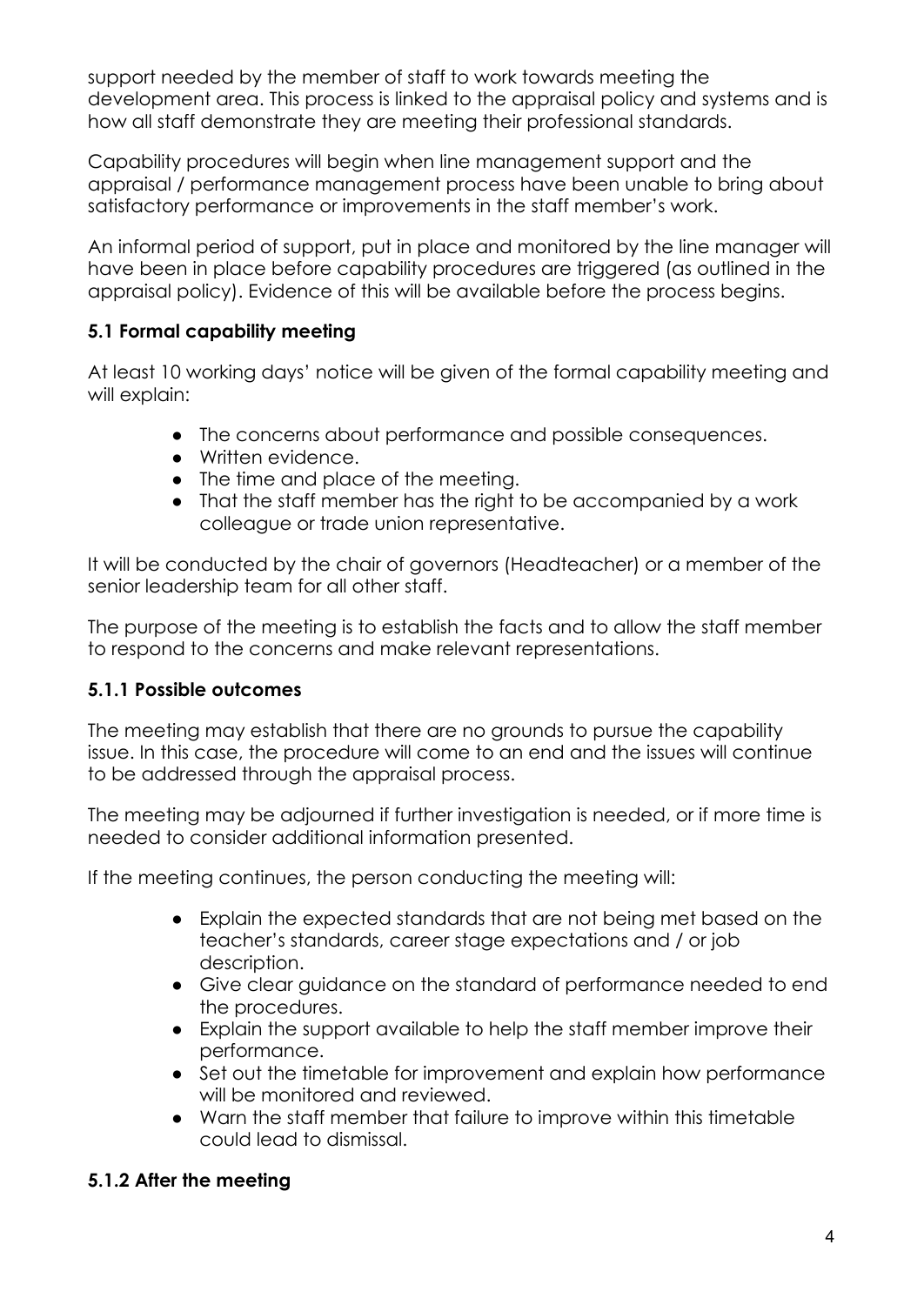support needed by the member of staff to work towards meeting the development area. This process is linked to the appraisal policy and systems and is how all staff demonstrate they are meeting their professional standards.

Capability procedures will begin when line management support and the appraisal / performance management process have been unable to bring about satisfactory performance or improvements in the staff member's work.

An informal period of support, put in place and monitored by the line manager will have been in place before capability procedures are triggered (as outlined in the appraisal policy). Evidence of this will be available before the process begins.

### 5.1 Formal capability meeting

At least 10 working days' notice will be given of the formal capability meeting and will explain:

- The concerns about performance and possible consequences.
- Written evidence.
- The time and place of the meeting.
- That the staff member has the right to be accompanied by a work colleague or trade union representative.

It will be conducted by the chair of governors (Headteacher) or a member of the senior leadership team for all other staff.

The purpose of the meeting is to establish the facts and to allow the staff member to respond to the concerns and make relevant representations.

### 5.1.1 Possible outcomes

The meeting may establish that there are no grounds to pursue the capability issue. In this case, the procedure will come to an end and the issues will continue to be addressed through the appraisal process.

The meeting may be adjourned if further investigation is needed, or if more time is needed to consider additional information presented.

If the meeting continues, the person conducting the meeting will:

- Explain the expected standards that are not being met based on the teacher's standards, career stage expectations and / or job description.
- Give clear guidance on the standard of performance needed to end the procedures.
- Explain the support available to help the staff member improve their performance.
- Set out the timetable for improvement and explain how performance will be monitored and reviewed.
- Warn the staff member that failure to improve within this timetable could lead to dismissal.

### 5.1.2 After the meeting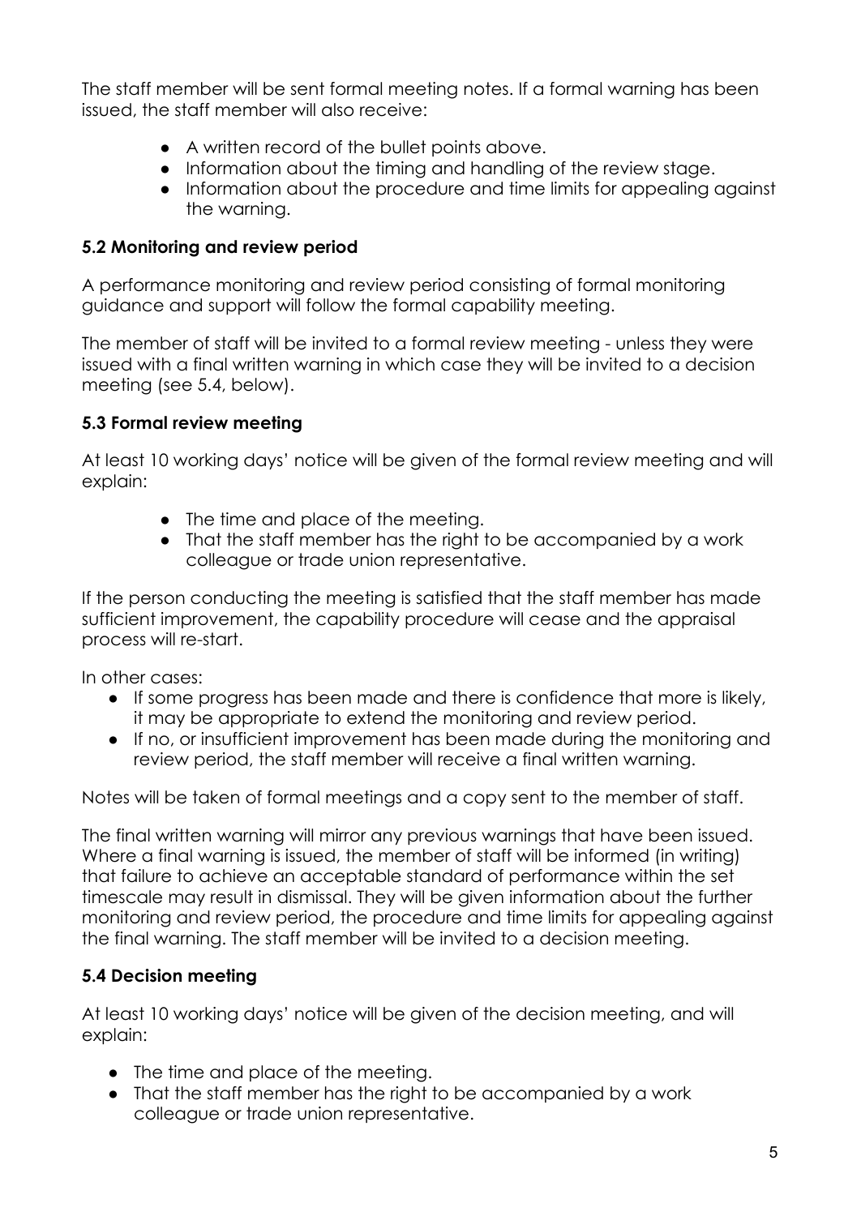The staff member will be sent formal meeting notes. If a formal warning has been issued, the staff member will also receive:

- A written record of the bullet points above.
- Information about the timing and handling of the review stage.
- Information about the procedure and time limits for appealing against the warning.

### 5.2 Monitoring and review period

A performance monitoring and review period consisting of formal monitoring guidance and support will follow the formal capability meeting.

The member of staff will be invited to a formal review meeting - unless they were issued with a final written warning in which case they will be invited to a decision meeting (see 5.4, below).

### 5.3 Formal review meeting

At least 10 working days' notice will be given of the formal review meeting and will explain:

- The time and place of the meeting.
- That the staff member has the right to be accompanied by a work colleague or trade union representative.

If the person conducting the meeting is satisfied that the staff member has made sufficient improvement, the capability procedure will cease and the appraisal process will re-start.

In other cases:

- If some progress has been made and there is confidence that more is likely, it may be appropriate to extend the monitoring and review period.
- If no, or insufficient improvement has been made during the monitoring and review period, the staff member will receive a final written warning.

Notes will be taken of formal meetings and a copy sent to the member of staff.

The final written warning will mirror any previous warnings that have been issued. Where a final warning is issued, the member of staff will be informed (in writing) that failure to achieve an acceptable standard of performance within the set timescale may result in dismissal. They will be given information about the further monitoring and review period, the procedure and time limits for appealing against the final warning. The staff member will be invited to a decision meeting.

### 5.4 Decision meeting

At least 10 working days' notice will be given of the decision meeting, and will explain:

- The time and place of the meeting.
- That the staff member has the right to be accompanied by a work colleague or trade union representative.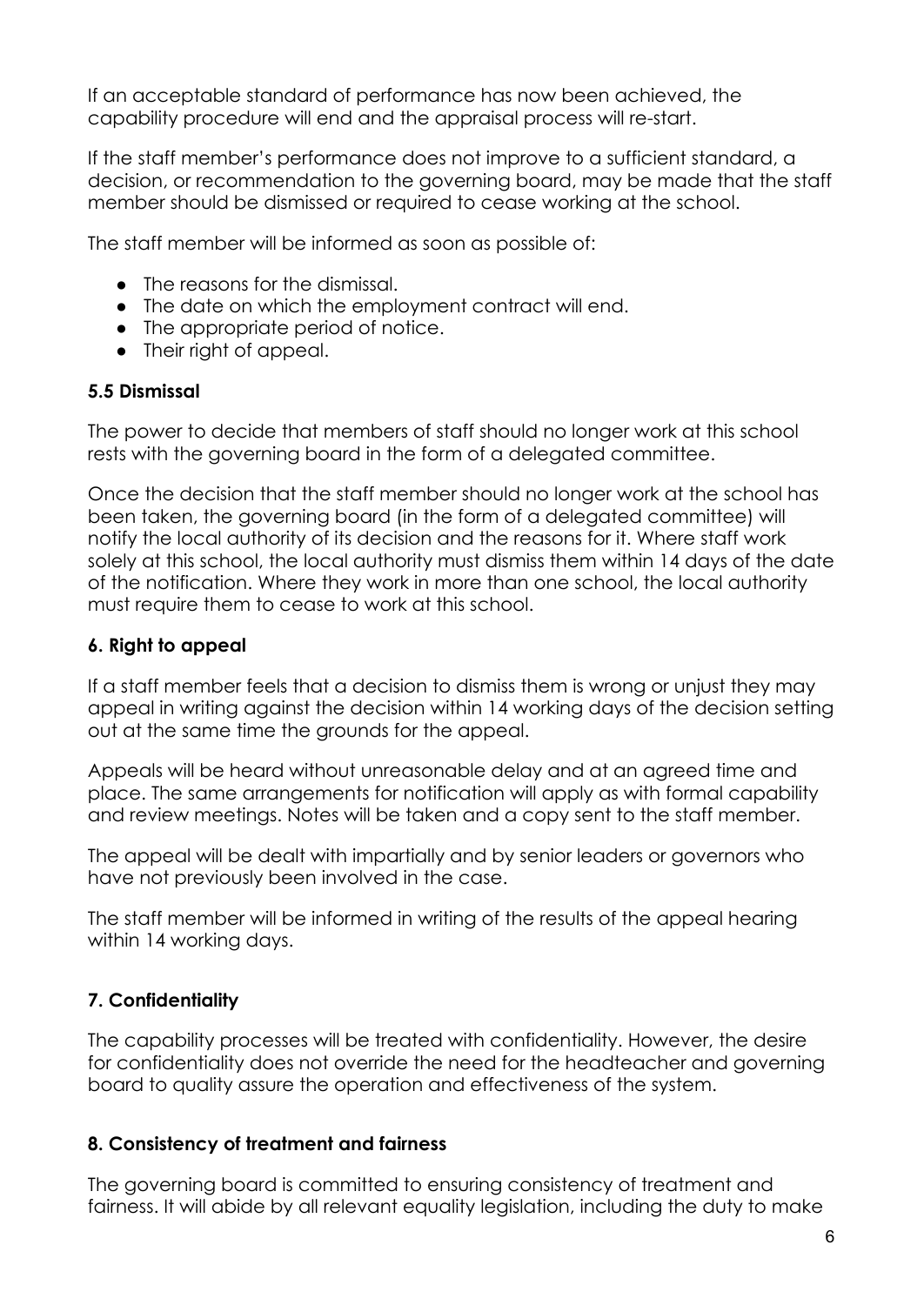If an acceptable standard of performance has now been achieved, the capability procedure will end and the appraisal process will re-start.

If the staff member's performance does not improve to a sufficient standard, a decision, or recommendation to the governing board, may be made that the staff member should be dismissed or required to cease working at the school.

The staff member will be informed as soon as possible of:

- The reasons for the dismissal.
- The date on which the employment contract will end.
- The appropriate period of notice.
- Their right of appeal.

### 5.5 Dismissal

The power to decide that members of staff should no longer work at this school rests with the governing board in the form of a delegated committee.

Once the decision that the staff member should no longer work at the school has been taken, the governing board (in the form of a delegated committee) will notify the local authority of its decision and the reasons for it. Where staff work solely at this school, the local authority must dismiss them within 14 days of the date of the notification. Where they work in more than one school, the local authority must require them to cease to work at this school.

## 6. Right to appeal

If a staff member feels that a decision to dismiss them is wrong or unjust they may appeal in writing against the decision within 14 working days of the decision setting out at the same time the grounds for the appeal.

Appeals will be heard without unreasonable delay and at an agreed time and place. The same arrangements for notification will apply as with formal capability and review meetings. Notes will be taken and a copy sent to the staff member.

The appeal will be dealt with impartially and by senior leaders or governors who have not previously been involved in the case.

The staff member will be informed in writing of the results of the appeal hearing within 14 working days.

## 7. Confidentiality

The capability processes will be treated with confidentiality. However, the desire for confidentiality does not override the need for the headteacher and governing board to quality assure the operation and effectiveness of the system.

## 8. Consistency of treatment and fairness

The governing board is committed to ensuring consistency of treatment and fairness. It will abide by all relevant equality legislation, including the duty to make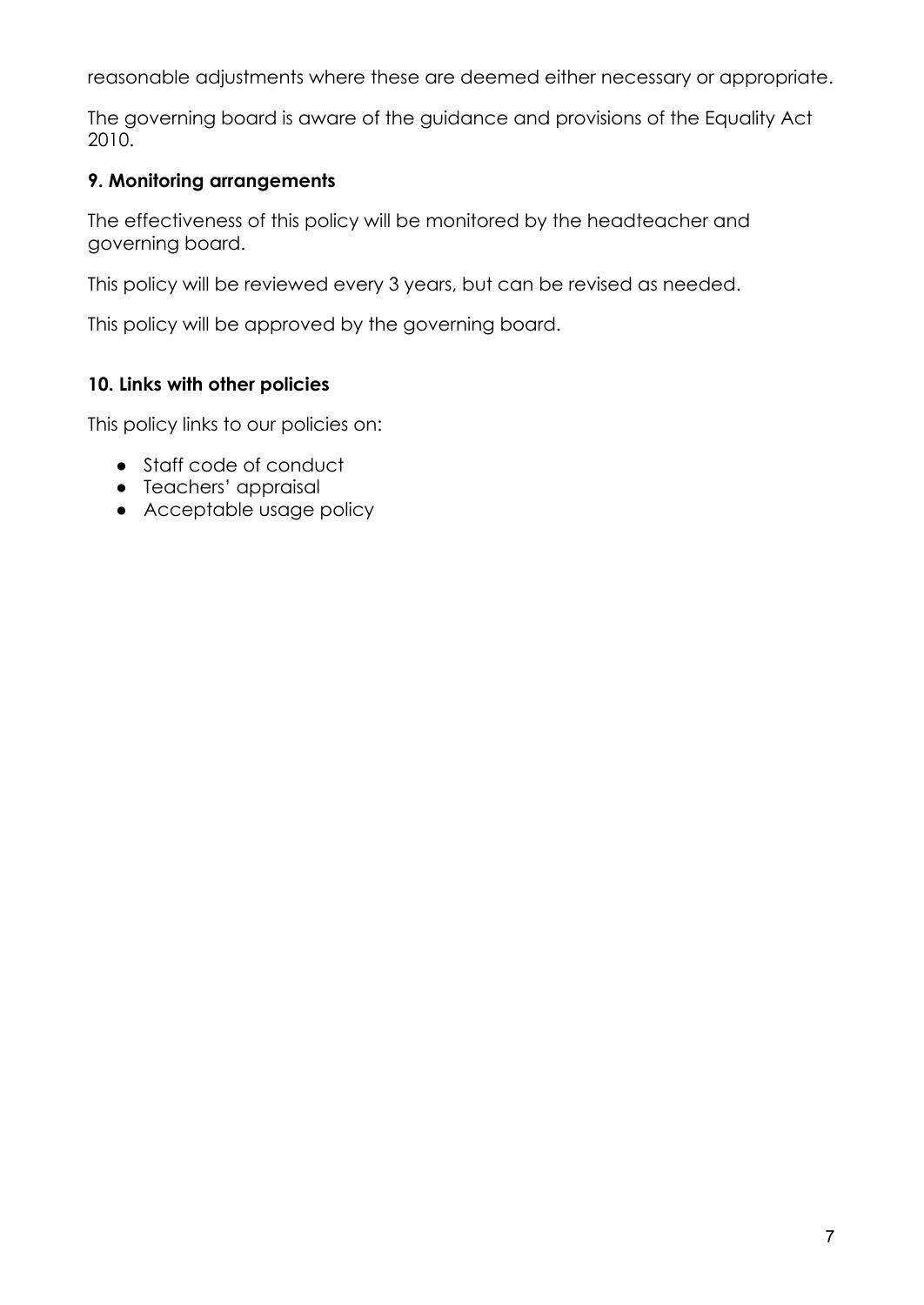reasonable adjustments where these are deemed either necessary or appropriate.

The governing board is aware of the guidance and provisions of the Equality Act 2010.

### 9. Monitoring arrangements

The effectiveness of this policy will be monitored by the headteacher and governing board.

This policy will be reviewed every 3 years, but can be revised as needed.

This policy will be approved by the governing board.

### 10. Links with other policies

This policy links to our policies on:

- Staff code of conduct
- Teachers' appraisal
- Acceptable usage policy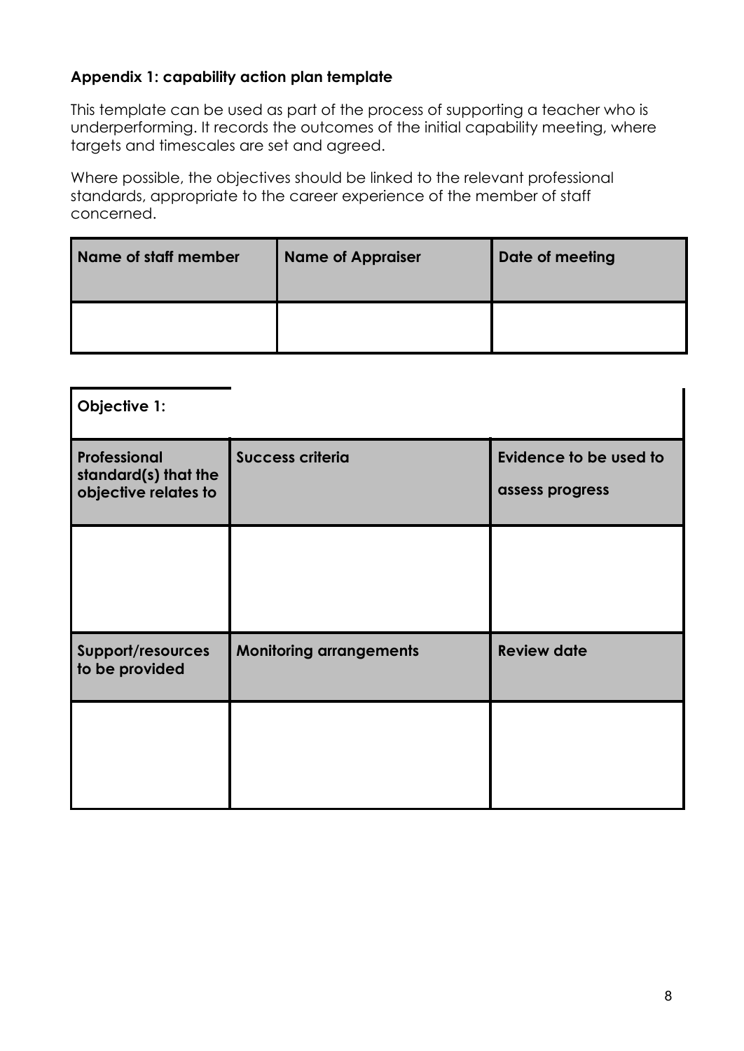### Appendix 1: capability action plan template

This template can be used as part of the process of supporting a teacher who is underperforming. It records the outcomes of the initial capability meeting, where targets and timescales are set and agreed.

Where possible, the objectives should be linked to the relevant professional standards, appropriate to the career experience of the member of staff concerned.

| Name of staff member | Name of Appraiser | Date of meeting |
|---|---|---|
| | | |

| Objective 1: | | |
|---|---|---|
| **Professional standard(s) that the objective relates to** | **Success criteria** | **Evidence to be used to assess progress** |
| | | |
| **Support/resources to be provided** | **Monitoring arrangements** | **Review date** |
| | | |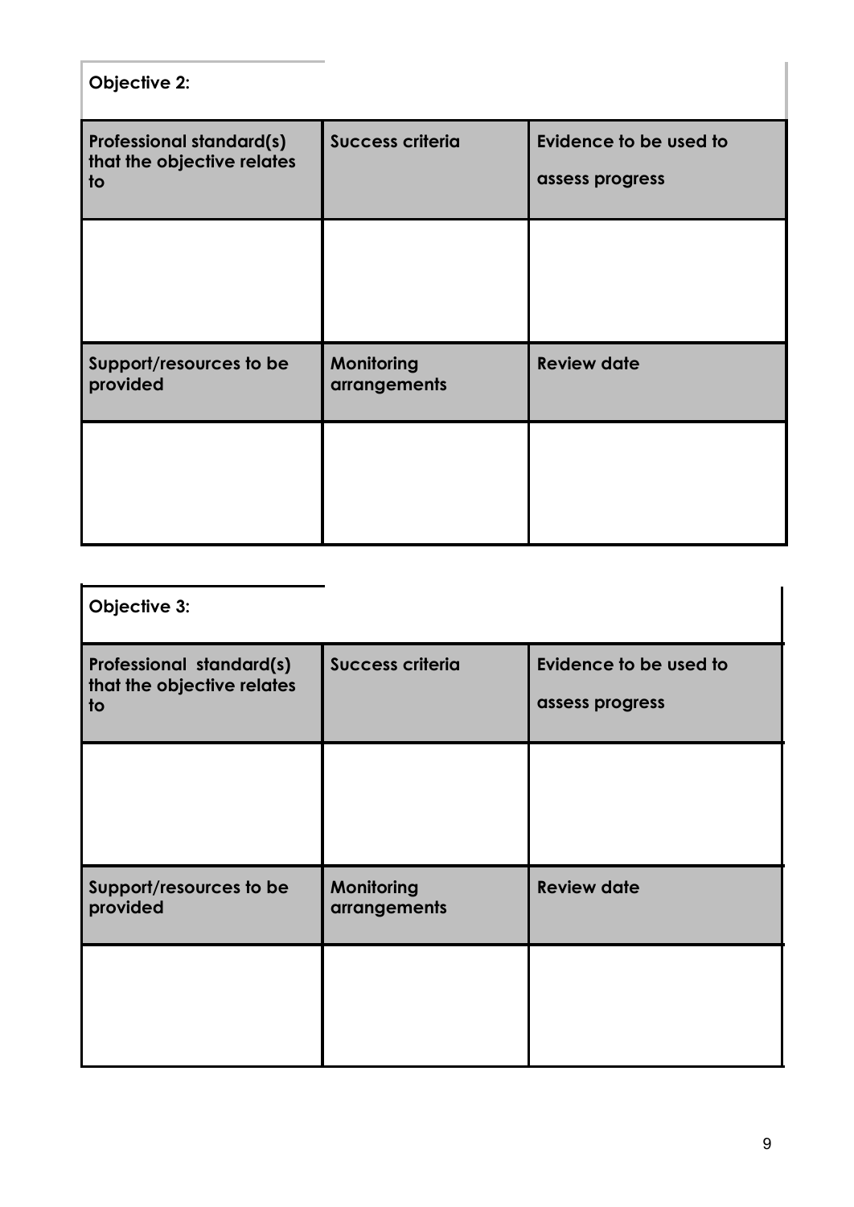**Objective 2:**

| Professional standard(s) that the objective relates to | Success criteria | Evidence to be used to assess progress |
| --- | --- | --- |
| | | |
| **Support/resources to be provided** | **Monitoring arrangements** | **Review date** |
| | | |

**Objective 3:**

| Professional standard(s) that the objective relates to | Success criteria | Evidence to be used to assess progress |
| --- | --- | --- |
| | | |
| **Support/resources to be provided** | **Monitoring arrangements** | **Review date** |
| | | |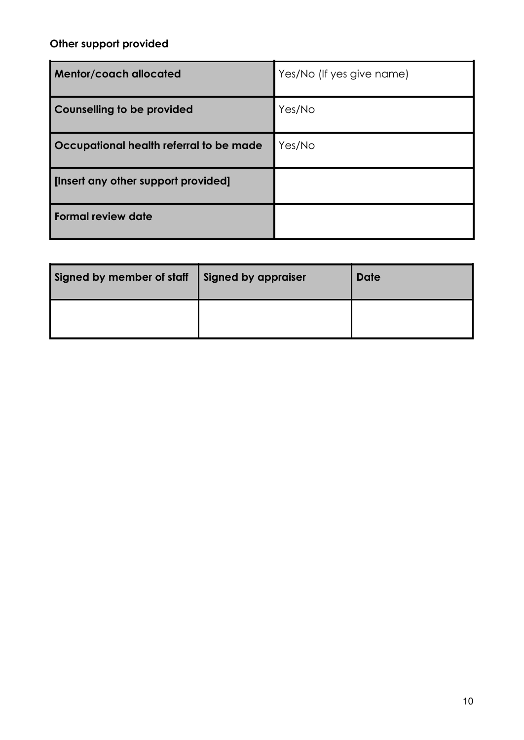**Other support provided**

| | |
|---|---|
| **Mentor/coach allocated** | Yes/No (If yes give name) |
| **Counselling to be provided** | Yes/No |
| **Occupational health referral to be made** | Yes/No |
| **[Insert any other support provided]** | |
| **Formal review date** | |

| **Signed by member of staff** | **Signed by appraiser** | **Date** |
|---|---|---|
| | | |